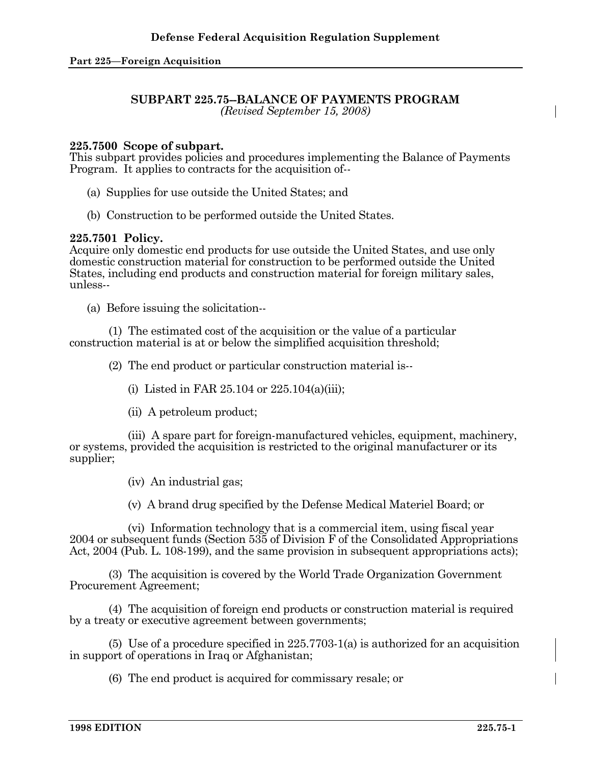## SUBPART 225.75--BALANCE OF PAYMENTS PROGRAM

*(Revised September 15, 2008)*

### 225.7500 Scope of subpart.

This subpart provides policies and procedures implementing the Balance of Payments Program. It applies to contracts for the acquisition of--

(a) Supplies for use outside the United States; and

(b) Construction to be performed outside the United States.

### 225.7501 Policy.

Acquire only domestic end products for use outside the United States, and use only domestic construction material for construction to be performed outside the United States, including end products and construction material for foreign military sales, unless--

(a) Before issuing the solicitation--

(1) The estimated cost of the acquisition or the value of a particular construction material is at or below the simplified acquisition threshold;

(2) The end product or particular construction material is--

(i) Listed in FAR 25.104 or 225.104(a)(iii);

(ii) A petroleum product;

(iii) A spare part for foreign-manufactured vehicles, equipment, machinery, or systems, provided the acquisition is restricted to the original manufacturer or its supplier;

(iv) An industrial gas;

(v) A brand drug specified by the Defense Medical Materiel Board; or

(vi) Information technology that is a commercial item, using fiscal year 2004 or subsequent funds (Section 535 of Division F of the Consolidated Appropriations Act, 2004 (Pub. L. 108-199), and the same provision in subsequent appropriations acts);

(3) The acquisition is covered by the World Trade Organization Government Procurement Agreement;

(4) The acquisition of foreign end products or construction material is required by a treaty or executive agreement between governments;

(5) Use of a procedure specified in 225.7703-1(a) is authorized for an acquisition in support of operations in Iraq or Afghanistan;

(6) The end product is acquired for commissary resale; or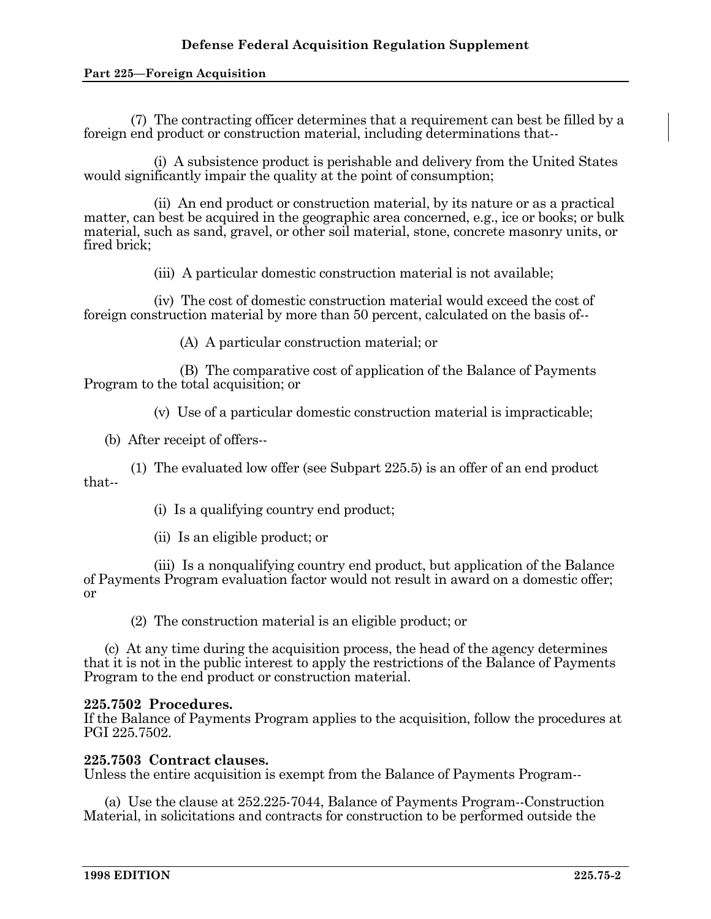(7) The contracting officer determines that a requirement can best be filled by a foreign end product or construction material, including determinations that--

(i) A subsistence product is perishable and delivery from the United States would significantly impair the quality at the point of consumption;

(ii) An end product or construction material, by its nature or as a practical matter, can best be acquired in the geographic area concerned, e.g., ice or books; or bulk material, such as sand, gravel, or other soil material, stone, concrete masonry units, or fired brick;

(iii) A particular domestic construction material is not available;

(iv) The cost of domestic construction material would exceed the cost of foreign construction material by more than 50 percent, calculated on the basis of--

(A) A particular construction material; or

(B) The comparative cost of application of the Balance of Payments Program to the total acquisition; or

(v) Use of a particular domestic construction material is impracticable;

(b) After receipt of offers--

(1) The evaluated low offer (see Subpart 225.5) is an offer of an end product that--

(i) Is a qualifying country end product;

(ii) Is an eligible product; or

(iii) Is a nonqualifying country end product, but application of the Balance of Payments Program evaluation factor would not result in award on a domestic offer; or

(2) The construction material is an eligible product; or

(c) At any time during the acquisition process, the head of the agency determines that it is not in the public interest to apply the restrictions of the Balance of Payments Program to the end product or construction material.

**225.7502 Procedures.**
If the Balance of Payments Program applies to the acquisition, follow the procedures at PGI 225.7502.

**225.7503 Contract clauses.**
Unless the entire acquisition is exempt from the Balance of Payments Program--

(a) Use the clause at 252.225-7044, Balance of Payments Program--Construction Material, in solicitations and contracts for construction to be performed outside the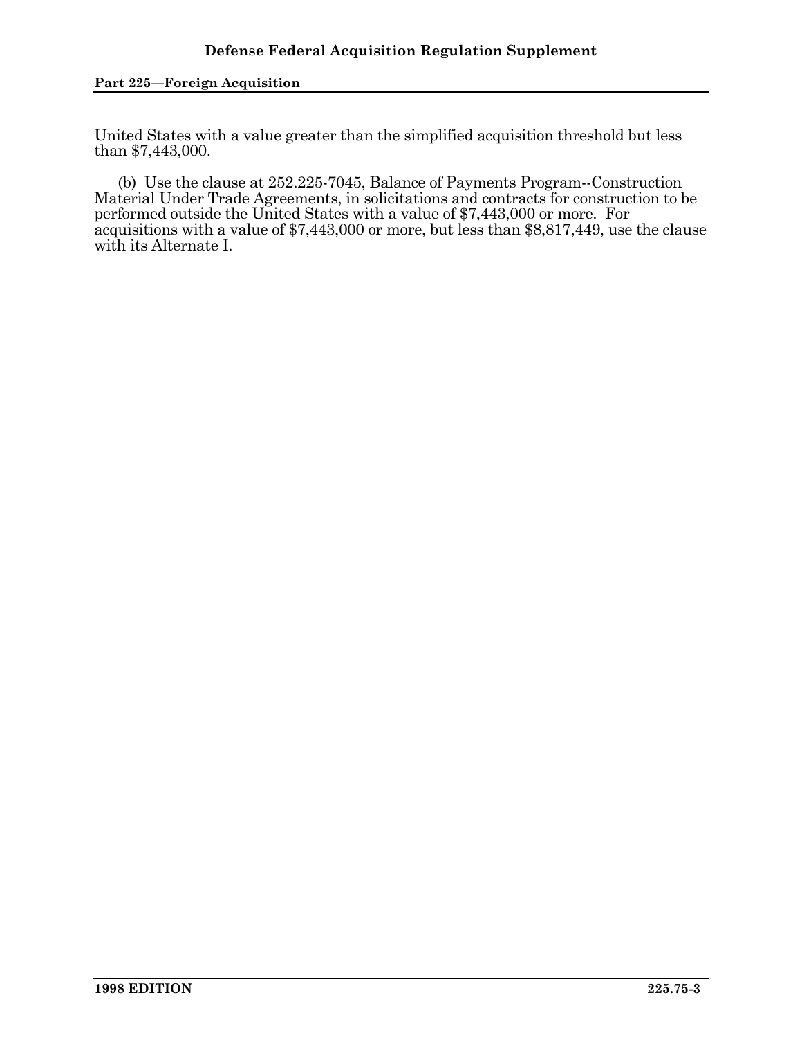United States with a value greater than the simplified acquisition threshold but less than $7,443,000.

(b) Use the clause at 252.225-7045, Balance of Payments Program--Construction Material Under Trade Agreements, in solicitations and contracts for construction to be performed outside the United States with a value of $7,443,000 or more. For acquisitions with a value of $7,443,000 or more, but less than $8,817,449, use the clause with its Alternate I.